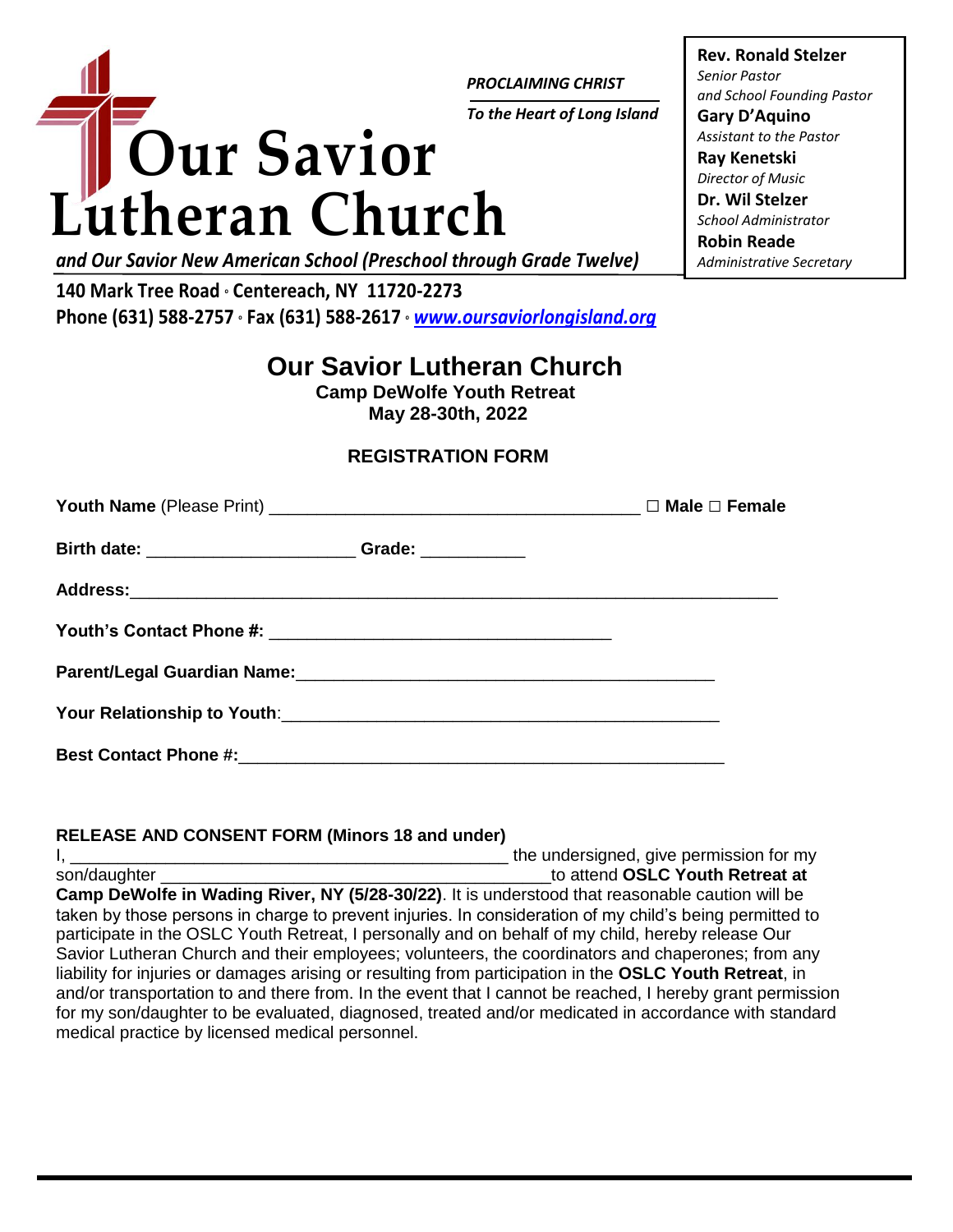# Our Savior Lutheran Church

*PROCLAIMING CHRIST*

*To the Heart of Long Island*

***and Our Savior New American School (Preschool through Grade Twelve)***

**140 Mark Tree Road ◦ Centereach, NY 11720-2273**
**Phone (631) 588-2757 ◦ Fax (631) 588-2617 ◦ *www.oursaviorlongisland.org***

**Rev. Ronald Stelzer**
*Senior Pastor and School Founding Pastor*
**Gary D'Aquino**
*Assistant to the Pastor*
**Ray Kenetski**
*Director of Music*
**Dr. Wil Stelzer**
*School Administrator*
**Robin Reade**
*Administrative Secretary*

## Our Savior Lutheran Church

**Camp DeWolfe Youth Retreat**
**May 28-30th, 2022**

### REGISTRATION FORM

**Youth Name** (Please Print) ______________________________________ ☐ **Male** ☐ **Female**

**Birth date:** _____________________ **Grade:** ___________

**Address:**_________________________________________________________________

**Youth's Contact Phone #:** ___________________________________

**Parent/Legal Guardian Name:**___________________________________________

**Your Relationship to Youth**:_______________________________________________

**Best Contact Phone #:**___________________________________________________

**RELEASE AND CONSENT FORM (Minors 18 and under)**

I, ______________________________________________ the undersigned, give permission for my son/daughter __________________________________________to attend **OSLC Youth Retreat at Camp DeWolfe in Wading River, NY (5/28-30/22)**. It is understood that reasonable caution will be taken by those persons in charge to prevent injuries. In consideration of my child's being permitted to participate in the OSLC Youth Retreat, I personally and on behalf of my child, hereby release Our Savior Lutheran Church and their employees; volunteers, the coordinators and chaperones; from any liability for injuries or damages arising or resulting from participation in the **OSLC Youth Retreat**, in and/or transportation to and there from. In the event that I cannot be reached, I hereby grant permission for my son/daughter to be evaluated, diagnosed, treated and/or medicated in accordance with standard medical practice by licensed medical personnel.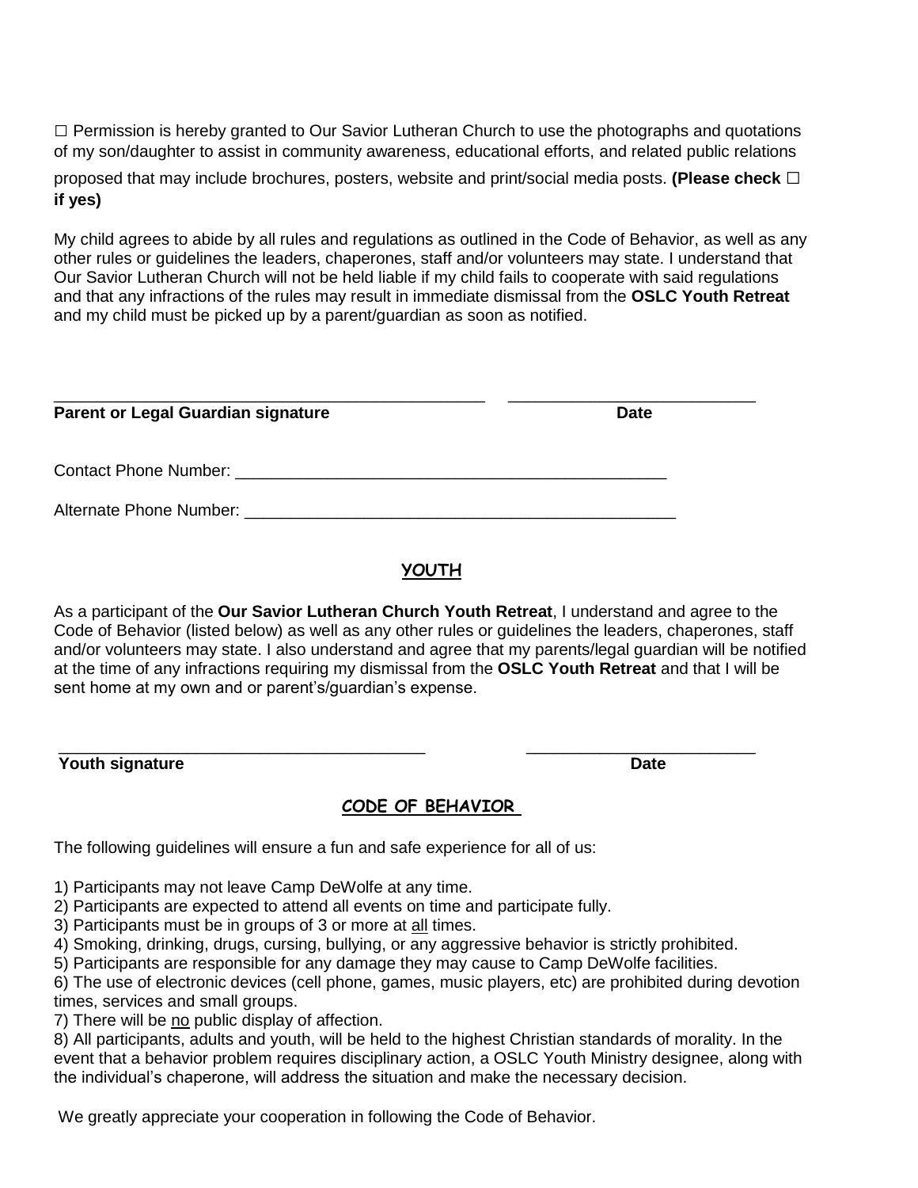☐ Permission is hereby granted to Our Savior Lutheran Church to use the photographs and quotations of my son/daughter to assist in community awareness, educational efforts, and related public relations proposed that may include brochures, posters, website and print/social media posts. **(Please check ☐ if yes)**

My child agrees to abide by all rules and regulations as outlined in the Code of Behavior, as well as any other rules or guidelines the leaders, chaperones, staff and/or volunteers may state. I understand that Our Savior Lutheran Church will not be held liable if my child fails to cooperate with said regulations and that any infractions of the rules may result in immediate dismissal from the **OSLC Youth Retreat** and my child must be picked up by a parent/guardian as soon as notified.

_______________________________________________ ___________________________

**Parent or Legal Guardian signature** **Date**

Contact Phone Number: _______________________________________________

Alternate Phone Number: ______________________________________________

## YOUTH

As a participant of the **Our Savior Lutheran Church Youth Retreat**, I understand and agree to the Code of Behavior (listed below) as well as any other rules or guidelines the leaders, chaperones, staff and/or volunteers may state. I also understand and agree that my parents/legal guardian will be notified at the time of any infractions requiring my dismissal from the **OSLC Youth Retreat** and that I will be sent home at my own and or parent's/guardian's expense.

________________________________________ _________________________

**Youth signature** **Date**

## CODE OF BEHAVIOR

The following guidelines will ensure a fun and safe experience for all of us:

1) Participants may not leave Camp DeWolfe at any time.
2) Participants are expected to attend all events on time and participate fully.
3) Participants must be in groups of 3 or more at all times.
4) Smoking, drinking, drugs, cursing, bullying, or any aggressive behavior is strictly prohibited.
5) Participants are responsible for any damage they may cause to Camp DeWolfe facilities.
6) The use of electronic devices (cell phone, games, music players, etc) are prohibited during devotion times, services and small groups.
7) There will be no public display of affection.
8) All participants, adults and youth, will be held to the highest Christian standards of morality. In the event that a behavior problem requires disciplinary action, a OSLC Youth Ministry designee, along with the individual's chaperone, will address the situation and make the necessary decision.

We greatly appreciate your cooperation in following the Code of Behavior.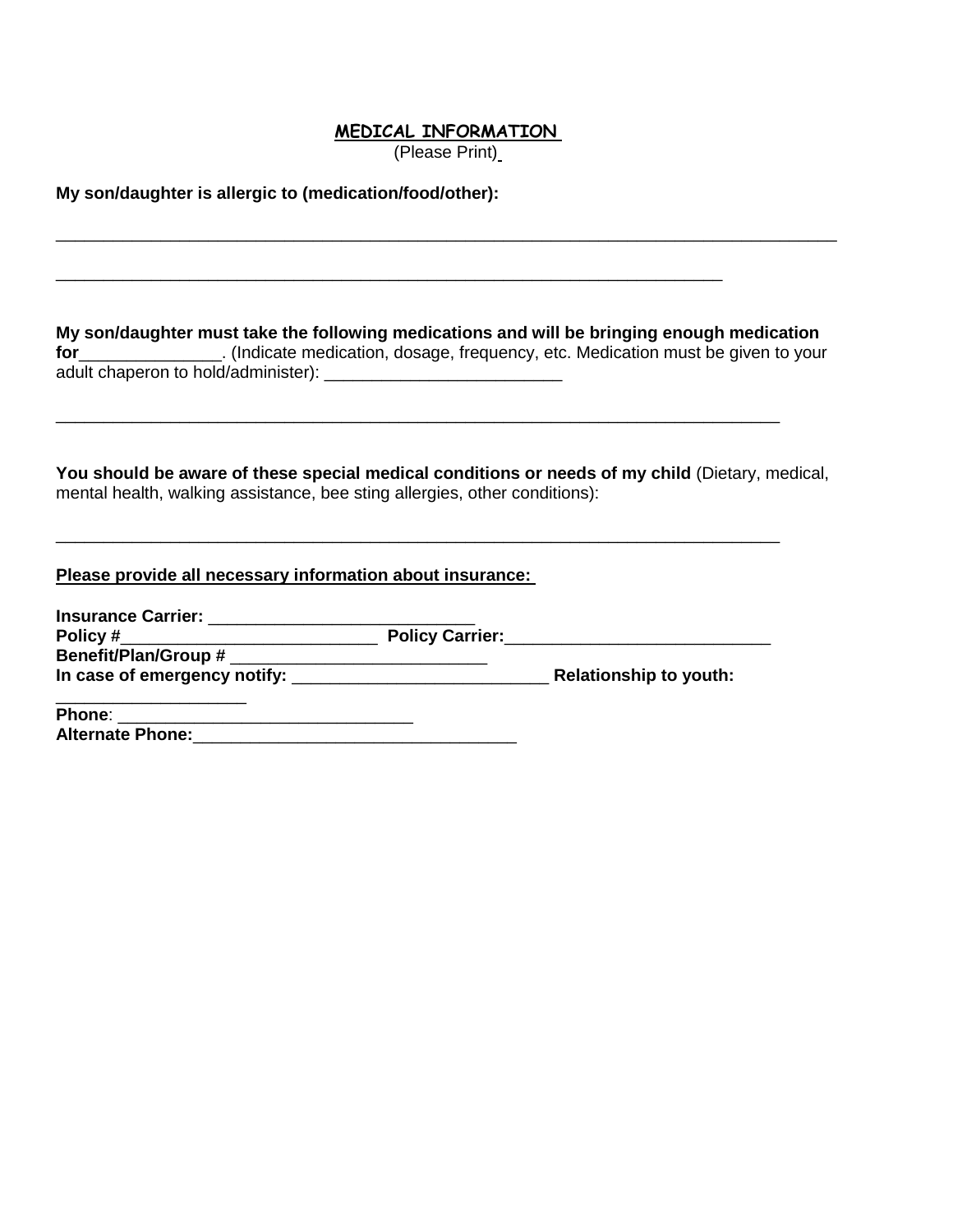## MEDICAL INFORMATION

(Please Print)

**My son/daughter is allergic to (medication/food/other):**

_____________________________________________________________________________

_________________________________________________________________

**My son/daughter must take the following medications and will be bringing enough medication for**_______________. (Indicate medication, dosage, frequency, etc. Medication must be given to your adult chaperon to hold/administer): _________________________

_____________________________________________________________________

**You should be aware of these special medical conditions or needs of my child** (Dietary, medical, mental health, walking assistance, bee sting allergies, other conditions):

_____________________________________________________________________

**Please provide all necessary information about insurance:**

**Insurance Carrier:** ____________________________
**Policy #**___________________________ **Policy Carrier:**____________________________
**Benefit/Plan/Group #** ___________________________
**In case of emergency notify:** ___________________________ **Relationship to youth:** ____________________
**Phone**: ______________________________
**Alternate Phone:**_________________________________